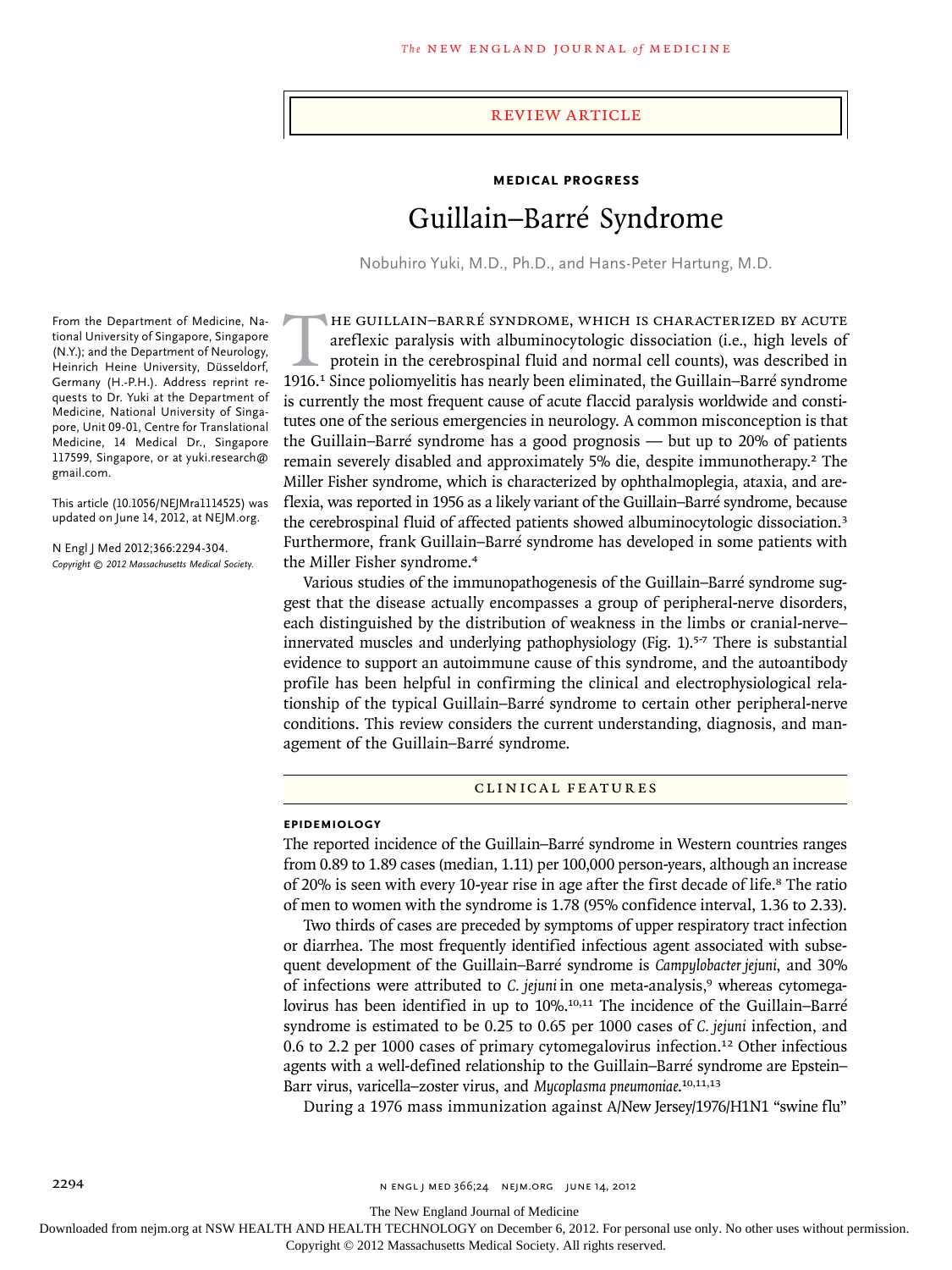# REVIEW ARTICLE

**MEDICAL PROGRESS**

# Guillain–Barré Syndrome

Nobuhiro Yuki, M.D., Ph.D., and Hans-Peter Hartung, M.D.

From the Department of Medicine, National University of Singapore, Singapore (N.Y.); and the Department of Neurology, Heinrich Heine University, Düsseldorf, Germany (H.-P.H.). Address reprint requests to Dr. Yuki at the Department of Medicine, National University of Singapore, Unit 09-01, Centre for Translational Medicine, 14 Medical Dr., Singapore 117599, Singapore, or at yuki.research@gmail.com.

This article (10.1056/NEJMra1114525) was updated on June 14, 2012, at NEJM.org.

N Engl J Med 2012;366:2294-304.
*Copyright © 2012 Massachusetts Medical Society.*

The Guillain–Barré syndrome, which is characterized by acute areflexic paralysis with albuminocytologic dissociation (i.e., high levels of protein in the cerebrospinal fluid and normal cell counts), was described in 1916.[1] Since poliomyelitis has nearly been eliminated, the Guillain–Barré syndrome is currently the most frequent cause of acute flaccid paralysis worldwide and constitutes one of the serious emergencies in neurology. A common misconception is that the Guillain–Barré syndrome has a good prognosis — but up to 20% of patients remain severely disabled and approximately 5% die, despite immunotherapy.[2] The Miller Fisher syndrome, which is characterized by ophthalmoplegia, ataxia, and areflexia, was reported in 1956 as a likely variant of the Guillain–Barré syndrome, because the cerebrospinal fluid of affected patients showed albuminocytologic dissociation.[3] Furthermore, frank Guillain–Barré syndrome has developed in some patients with the Miller Fisher syndrome.[4]

Various studies of the immunopathogenesis of the Guillain–Barré syndrome suggest that the disease actually encompasses a group of peripheral-nerve disorders, each distinguished by the distribution of weakness in the limbs or cranial-nerve–innervated muscles and underlying pathophysiology (Fig. 1).[5-7] There is substantial evidence to support an autoimmune cause of this syndrome, and the autoantibody profile has been helpful in confirming the clinical and electrophysiological relationship of the typical Guillain–Barré syndrome to certain other peripheral-nerve conditions. This review considers the current understanding, diagnosis, and management of the Guillain–Barré syndrome.

## CLINICAL FEATURES

### EPIDEMIOLOGY

The reported incidence of the Guillain–Barré syndrome in Western countries ranges from 0.89 to 1.89 cases (median, 1.11) per 100,000 person-years, although an increase of 20% is seen with every 10-year rise in age after the first decade of life.[8] The ratio of men to women with the syndrome is 1.78 (95% confidence interval, 1.36 to 2.33).

Two thirds of cases are preceded by symptoms of upper respiratory tract infection or diarrhea. The most frequently identified infectious agent associated with subsequent development of the Guillain–Barré syndrome is *Campylobacter jejuni*, and 30% of infections were attributed to *C. jejuni* in one meta-analysis,[9] whereas cytomegalovirus has been identified in up to 10%.[10,11] The incidence of the Guillain–Barré syndrome is estimated to be 0.25 to 0.65 per 1000 cases of *C. jejuni* infection, and 0.6 to 2.2 per 1000 cases of primary cytomegalovirus infection.[12] Other infectious agents with a well-defined relationship to the Guillain–Barré syndrome are Epstein–Barr virus, varicella–zoster virus, and *Mycoplasma pneumoniae*.[10,11,13]

During a 1976 mass immunization against A/New Jersey/1976/H1N1 "swine flu"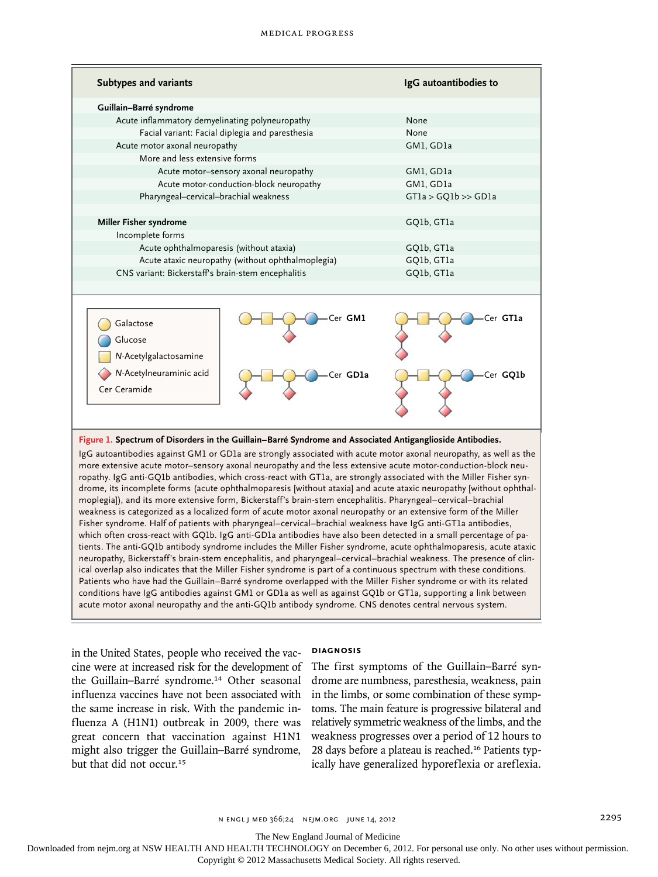| Subtypes and variants | IgG autoantibodies to |
|---|---|
| **Guillain–Barré syndrome** | |
| Acute inflammatory demyelinating polyneuropathy | None |
| Facial variant: Facial diplegia and paresthesia | None |
| Acute motor axonal neuropathy | GM1, GD1a |
| More and less extensive forms | |
| Acute motor–sensory axonal neuropathy | GM1, GD1a |
| Acute motor-conduction-block neuropathy | GM1, GD1a |
| Pharyngeal–cervical–brachial weakness | GT1a > GQ1b >> GD1a |
| **Miller Fisher syndrome** | GQ1b, GT1a |
| Incomplete forms | |
| Acute ophthalmoparesis (without ataxia) | GQ1b, GT1a |
| Acute ataxic neuropathy (without ophthalmoplegia) | GQ1b, GT1a |
| CNS variant: Bickerstaff's brain-stem encephalitis | GQ1b, GT1a |

Galactose
Glucose
*N*-Acetylgalactosamine
*N*-Acetylneuraminic acid
Cer Ceramide

Cer **GM1**
Cer **GD1a**
Cer **GT1a**
Cer **GQ1b**

**Figure 1. Spectrum of Disorders in the Guillain–Barré Syndrome and Associated Antiganglioside Antibodies.**

IgG autoantibodies against GM1 or GD1a are strongly associated with acute motor axonal neuropathy, as well as the more extensive acute motor–sensory axonal neuropathy and the less extensive acute motor-conduction-block neuropathy. IgG anti-GQ1b antibodies, which cross-react with GT1a, are strongly associated with the Miller Fisher syndrome, its incomplete forms (acute ophthalmoparesis [without ataxia] and acute ataxic neuropathy [without ophthalmoplegia]), and its more extensive form, Bickerstaff's brain-stem encephalitis. Pharyngeal–cervical–brachial weakness is categorized as a localized form of acute motor axonal neuropathy or an extensive form of the Miller Fisher syndrome. Half of patients with pharyngeal–cervical–brachial weakness have IgG anti-GT1a antibodies, which often cross-react with GQ1b. IgG anti-GD1a antibodies have also been detected in a small percentage of patients. The anti-GQ1b antibody syndrome includes the Miller Fisher syndrome, acute ophthalmoparesis, acute ataxic neuropathy, Bickerstaff's brain-stem encephalitis, and pharyngeal–cervical–brachial weakness. The presence of clinical overlap also indicates that the Miller Fisher syndrome is part of a continuous spectrum with these conditions. Patients who have had the Guillain–Barré syndrome overlapped with the Miller Fisher syndrome or with its related conditions have IgG antibodies against GM1 or GD1a as well as against GQ1b or GT1a, supporting a link between acute motor axonal neuropathy and the anti-GQ1b antibody syndrome. CNS denotes central nervous system.

in the United States, people who received the vaccine were at increased risk for the development of the Guillain–Barré syndrome.[14] Other seasonal influenza vaccines have not been associated with the same increase in risk. With the pandemic influenza A (H1N1) outbreak in 2009, there was great concern that vaccination against H1N1 might also trigger the Guillain–Barré syndrome, but that did not occur.[15]

## DIAGNOSIS

The first symptoms of the Guillain–Barré syndrome are numbness, paresthesia, weakness, pain in the limbs, or some combination of these symptoms. The main feature is progressive bilateral and relatively symmetric weakness of the limbs, and the weakness progresses over a period of 12 hours to 28 days before a plateau is reached.[16] Patients typically have generalized hyporeflexia or areflexia.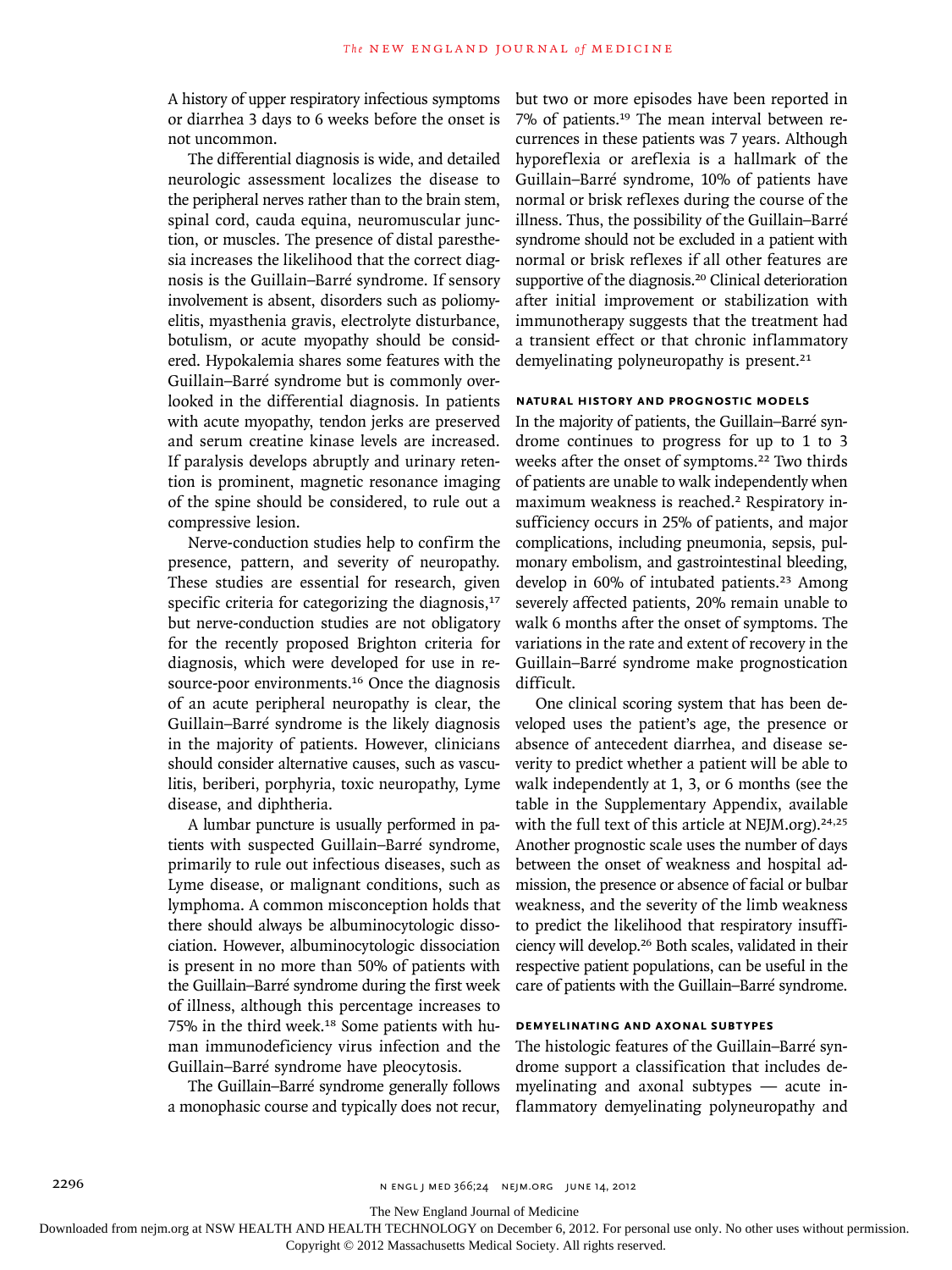A history of upper respiratory infectious symptoms or diarrhea 3 days to 6 weeks before the onset is not uncommon.

The differential diagnosis is wide, and detailed neurologic assessment localizes the disease to the peripheral nerves rather than to the brain stem, spinal cord, cauda equina, neuromuscular junction, or muscles. The presence of distal paresthesia increases the likelihood that the correct diagnosis is the Guillain–Barré syndrome. If sensory involvement is absent, disorders such as poliomyelitis, myasthenia gravis, electrolyte disturbance, botulism, or acute myopathy should be considered. Hypokalemia shares some features with the Guillain–Barré syndrome but is commonly overlooked in the differential diagnosis. In patients with acute myopathy, tendon jerks are preserved and serum creatine kinase levels are increased. If paralysis develops abruptly and urinary retention is prominent, magnetic resonance imaging of the spine should be considered, to rule out a compressive lesion.

Nerve-conduction studies help to confirm the presence, pattern, and severity of neuropathy. These studies are essential for research, given specific criteria for categorizing the diagnosis,[17] but nerve-conduction studies are not obligatory for the recently proposed Brighton criteria for diagnosis, which were developed for use in resource-poor environments.[16] Once the diagnosis of an acute peripheral neuropathy is clear, the Guillain–Barré syndrome is the likely diagnosis in the majority of patients. However, clinicians should consider alternative causes, such as vasculitis, beriberi, porphyria, toxic neuropathy, Lyme disease, and diphtheria.

A lumbar puncture is usually performed in patients with suspected Guillain–Barré syndrome, primarily to rule out infectious diseases, such as Lyme disease, or malignant conditions, such as lymphoma. A common misconception holds that there should always be albuminocytologic dissociation. However, albuminocytologic dissociation is present in no more than 50% of patients with the Guillain–Barré syndrome during the first week of illness, although this percentage increases to 75% in the third week.[18] Some patients with human immunodeficiency virus infection and the Guillain–Barré syndrome have pleocytosis.

The Guillain–Barré syndrome generally follows a monophasic course and typically does not recur, but two or more episodes have been reported in 7% of patients.[19] The mean interval between recurrences in these patients was 7 years. Although hyporeflexia or areflexia is a hallmark of the Guillain–Barré syndrome, 10% of patients have normal or brisk reflexes during the course of the illness. Thus, the possibility of the Guillain–Barré syndrome should not be excluded in a patient with normal or brisk reflexes if all other features are supportive of the diagnosis.[20] Clinical deterioration after initial improvement or stabilization with immunotherapy suggests that the treatment had a transient effect or that chronic inflammatory demyelinating polyneuropathy is present.[21]

### NATURAL HISTORY AND PROGNOSTIC MODELS

In the majority of patients, the Guillain–Barré syndrome continues to progress for up to 1 to 3 weeks after the onset of symptoms.[22] Two thirds of patients are unable to walk independently when maximum weakness is reached.[2] Respiratory insufficiency occurs in 25% of patients, and major complications, including pneumonia, sepsis, pulmonary embolism, and gastrointestinal bleeding, develop in 60% of intubated patients.[23] Among severely affected patients, 20% remain unable to walk 6 months after the onset of symptoms. The variations in the rate and extent of recovery in the Guillain–Barré syndrome make prognostication difficult.

One clinical scoring system that has been developed uses the patient's age, the presence or absence of antecedent diarrhea, and disease severity to predict whether a patient will be able to walk independently at 1, 3, or 6 months (see the table in the Supplementary Appendix, available with the full text of this article at NEJM.org).[24,25] Another prognostic scale uses the number of days between the onset of weakness and hospital admission, the presence or absence of facial or bulbar weakness, and the severity of the limb weakness to predict the likelihood that respiratory insufficiency will develop.[26] Both scales, validated in their respective patient populations, can be useful in the care of patients with the Guillain–Barré syndrome.

### DEMYELINATING AND AXONAL SUBTYPES

The histologic features of the Guillain–Barré syndrome support a classification that includes demyelinating and axonal subtypes — acute inflammatory demyelinating polyneuropathy and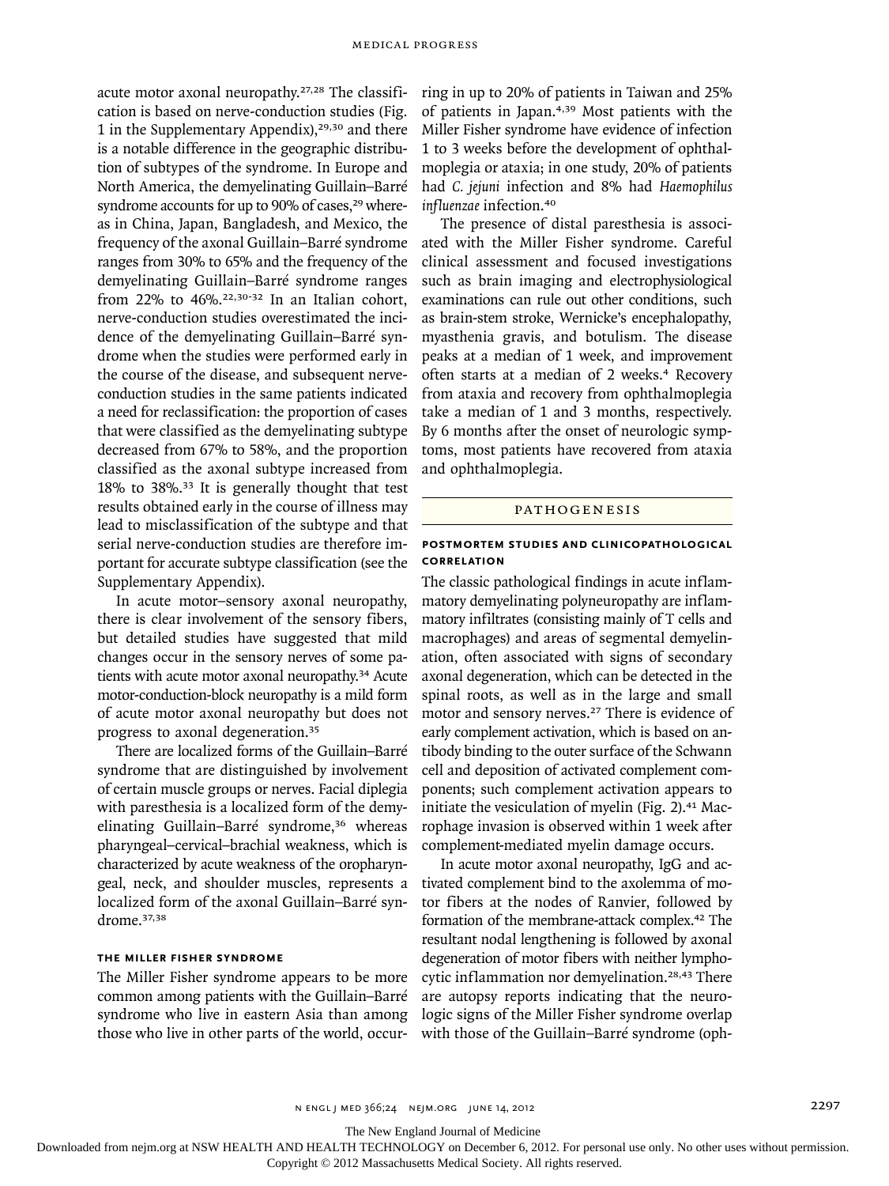acute motor axonal neuropathy.[27,28] The classification is based on nerve-conduction studies (Fig. 1 in the Supplementary Appendix),[29,30] and there is a notable difference in the geographic distribution of subtypes of the syndrome. In Europe and North America, the demyelinating Guillain–Barré syndrome accounts for up to 90% of cases,[29] whereas in China, Japan, Bangladesh, and Mexico, the frequency of the axonal Guillain–Barré syndrome ranges from 30% to 65% and the frequency of the demyelinating Guillain–Barré syndrome ranges from 22% to 46%.[22,30-32] In an Italian cohort, nerve-conduction studies overestimated the incidence of the demyelinating Guillain–Barré syndrome when the studies were performed early in the course of the disease, and subsequent nerve-conduction studies in the same patients indicated a need for reclassification: the proportion of cases that were classified as the demyelinating subtype decreased from 67% to 58%, and the proportion classified as the axonal subtype increased from 18% to 38%.[33] It is generally thought that test results obtained early in the course of illness may lead to misclassification of the subtype and that serial nerve-conduction studies are therefore important for accurate subtype classification (see the Supplementary Appendix).

In acute motor–sensory axonal neuropathy, there is clear involvement of the sensory fibers, but detailed studies have suggested that mild changes occur in the sensory nerves of some patients with acute motor axonal neuropathy.[34] Acute motor-conduction-block neuropathy is a mild form of acute motor axonal neuropathy but does not progress to axonal degeneration.[35]

There are localized forms of the Guillain–Barré syndrome that are distinguished by involvement of certain muscle groups or nerves. Facial diplegia with paresthesia is a localized form of the demyelinating Guillain–Barré syndrome,[36] whereas pharyngeal–cervical–brachial weakness, which is characterized by acute weakness of the oropharyngeal, neck, and shoulder muscles, represents a localized form of the axonal Guillain–Barré syndrome.[37,38]

### The Miller Fisher Syndrome

The Miller Fisher syndrome appears to be more common among patients with the Guillain–Barré syndrome who live in eastern Asia than among those who live in other parts of the world, occurring in up to 20% of patients in Taiwan and 25% of patients in Japan.[4,39] Most patients with the Miller Fisher syndrome have evidence of infection 1 to 3 weeks before the development of ophthalmoplegia or ataxia; in one study, 20% of patients had *C. jejuni* infection and 8% had *Haemophilus influenzae* infection.[40]

The presence of distal paresthesia is associated with the Miller Fisher syndrome. Careful clinical assessment and focused investigations such as brain imaging and electrophysiological examinations can rule out other conditions, such as brain-stem stroke, Wernicke's encephalopathy, myasthenia gravis, and botulism. The disease peaks at a median of 1 week, and improvement often starts at a median of 2 weeks.[4] Recovery from ataxia and recovery from ophthalmoplegia take a median of 1 and 3 months, respectively. By 6 months after the onset of neurologic symptoms, most patients have recovered from ataxia and ophthalmoplegia.

## Pathogenesis

### Postmortem Studies and Clinicopathological Correlation

The classic pathological findings in acute inflammatory demyelinating polyneuropathy are inflammatory infiltrates (consisting mainly of T cells and macrophages) and areas of segmental demyelination, often associated with signs of secondary axonal degeneration, which can be detected in the spinal roots, as well as in the large and small motor and sensory nerves.[27] There is evidence of early complement activation, which is based on antibody binding to the outer surface of the Schwann cell and deposition of activated complement components; such complement activation appears to initiate the vesiculation of myelin (Fig. 2).[41] Macrophage invasion is observed within 1 week after complement-mediated myelin damage occurs.

In acute motor axonal neuropathy, IgG and activated complement bind to the axolemma of motor fibers at the nodes of Ranvier, followed by formation of the membrane-attack complex.[42] The resultant nodal lengthening is followed by axonal degeneration of motor fibers with neither lymphocytic inflammation nor demyelination.[28,43] There are autopsy reports indicating that the neurologic signs of the Miller Fisher syndrome overlap with those of the Guillain–Barré syndrome (oph-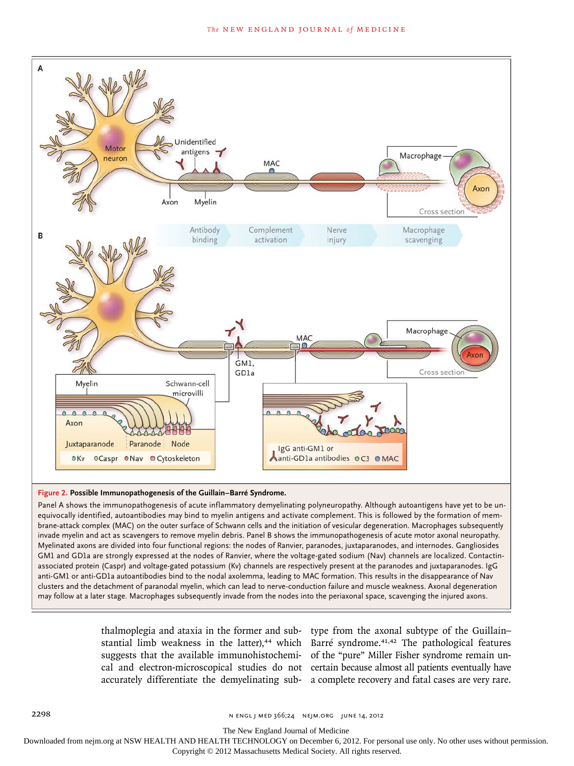**Figure 2. Possible Immunopathogenesis of the Guillain–Barré Syndrome.**

Panel A shows the immunopathogenesis of acute inflammatory demyelinating polyneuropathy. Although autoantigens have yet to be unequivocally identified, autoantibodies may bind to myelin antigens and activate complement. This is followed by the formation of membrane-attack complex (MAC) on the outer surface of Schwann cells and the initiation of vesicular degeneration. Macrophages subsequently invade myelin and act as scavengers to remove myelin debris. Panel B shows the immunopathogenesis of acute motor axonal neuropathy. Myelinated axons are divided into four functional regions: the nodes of Ranvier, paranodes, juxtaparanodes, and internodes. Gangliosides GM1 and GD1a are strongly expressed at the nodes of Ranvier, where the voltage-gated sodium (Nav) channels are localized. Contactin-associated protein (Caspr) and voltage-gated potassium (Kv) channels are respectively present at the paranodes and juxtaparanodes. IgG anti-GM1 or anti-GD1a autoantibodies bind to the nodal axolemma, leading to MAC formation. This results in the disappearance of Nav clusters and the detachment of paranodal myelin, which can lead to nerve-conduction failure and muscle weakness. Axonal degeneration may follow at a later stage. Macrophages subsequently invade from the nodes into the periaxonal space, scavenging the injured axons.

thalmoplegia and ataxia in the former and substantial limb weakness in the latter),[44] which suggests that the available immunohistochemical and electron-microscopical studies do not accurately differentiate the demyelinating subtype from the axonal subtype of the Guillain–Barré syndrome.[41,42] The pathological features of the "pure" Miller Fisher syndrome remain uncertain because almost all patients eventually have a complete recovery and fatal cases are very rare.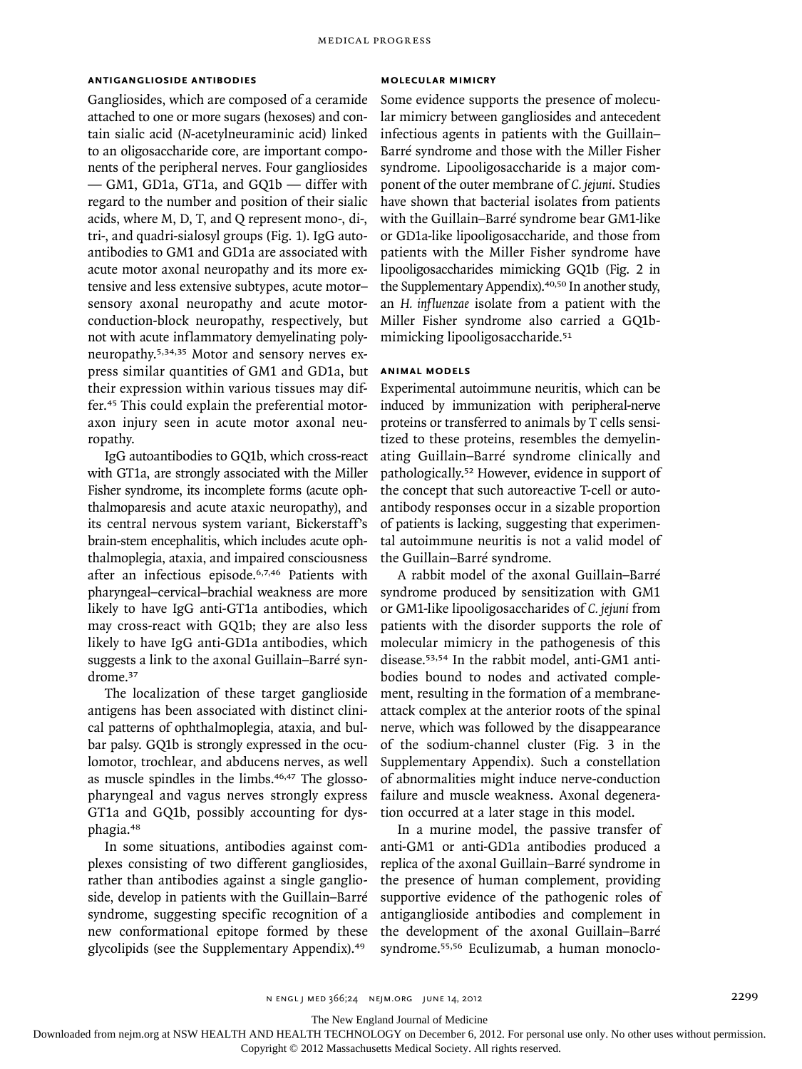### ANTIGANGLIOSIDE ANTIBODIES

Gangliosides, which are composed of a ceramide attached to one or more sugars (hexoses) and contain sialic acid (*N*-acetylneuraminic acid) linked to an oligosaccharide core, are important components of the peripheral nerves. Four gangliosides — GM1, GD1a, GT1a, and GQ1b — differ with regard to the number and position of their sialic acids, where M, D, T, and Q represent mono-, di-, tri-, and quadri-sialosyl groups (Fig. 1). IgG autoantibodies to GM1 and GD1a are associated with acute motor axonal neuropathy and its more extensive and less extensive subtypes, acute motor–sensory axonal neuropathy and acute motor-conduction-block neuropathy, respectively, but not with acute inflammatory demyelinating polyneuropathy.[5,34,35] Motor and sensory nerves express similar quantities of GM1 and GD1a, but their expression within various tissues may differ.[45] This could explain the preferential motor-axon injury seen in acute motor axonal neuropathy.

IgG autoantibodies to GQ1b, which cross-react with GT1a, are strongly associated with the Miller Fisher syndrome, its incomplete forms (acute ophthalmoparesis and acute ataxic neuropathy), and its central nervous system variant, Bickerstaff's brain-stem encephalitis, which includes acute ophthalmoplegia, ataxia, and impaired consciousness after an infectious episode.[6,7,46] Patients with pharyngeal–cervical–brachial weakness are more likely to have IgG anti-GT1a antibodies, which may cross-react with GQ1b; they are also less likely to have IgG anti-GD1a antibodies, which suggests a link to the axonal Guillain–Barré syndrome.[37]

The localization of these target ganglioside antigens has been associated with distinct clinical patterns of ophthalmoplegia, ataxia, and bulbar palsy. GQ1b is strongly expressed in the oculomotor, trochlear, and abducens nerves, as well as muscle spindles in the limbs.[46,47] The glossopharyngeal and vagus nerves strongly express GT1a and GQ1b, possibly accounting for dysphagia.[48]

In some situations, antibodies against complexes consisting of two different gangliosides, rather than antibodies against a single ganglioside, develop in patients with the Guillain–Barré syndrome, suggesting specific recognition of a new conformational epitope formed by these glycolipids (see the Supplementary Appendix).[49]

### MOLECULAR MIMICRY

Some evidence supports the presence of molecular mimicry between gangliosides and antecedent infectious agents in patients with the Guillain–Barré syndrome and those with the Miller Fisher syndrome. Lipooligosaccharide is a major component of the outer membrane of *C. jejuni*. Studies have shown that bacterial isolates from patients with the Guillain–Barré syndrome bear GM1-like or GD1a-like lipooligosaccharide, and those from patients with the Miller Fisher syndrome have lipooligosaccharides mimicking GQ1b (Fig. 2 in the Supplementary Appendix).[40,50] In another study, an *H. influenzae* isolate from a patient with the Miller Fisher syndrome also carried a GQ1b-mimicking lipooligosaccharide.[51]

### ANIMAL MODELS

Experimental autoimmune neuritis, which can be induced by immunization with peripheral-nerve proteins or transferred to animals by T cells sensitized to these proteins, resembles the demyelinating Guillain–Barré syndrome clinically and pathologically.[52] However, evidence in support of the concept that such autoreactive T-cell or autoantibody responses occur in a sizable proportion of patients is lacking, suggesting that experimental autoimmune neuritis is not a valid model of the Guillain–Barré syndrome.

A rabbit model of the axonal Guillain–Barré syndrome produced by sensitization with GM1 or GM1-like lipooligosaccharides of *C. jejuni* from patients with the disorder supports the role of molecular mimicry in the pathogenesis of this disease.[53,54] In the rabbit model, anti-GM1 antibodies bound to nodes and activated complement, resulting in the formation of a membrane-attack complex at the anterior roots of the spinal nerve, which was followed by the disappearance of the sodium-channel cluster (Fig. 3 in the Supplementary Appendix). Such a constellation of abnormalities might induce nerve-conduction failure and muscle weakness. Axonal degeneration occurred at a later stage in this model.

In a murine model, the passive transfer of anti-GM1 or anti-GD1a antibodies produced a replica of the axonal Guillain–Barré syndrome in the presence of human complement, providing supportive evidence of the pathogenic roles of antiganglioside antibodies and complement in the development of the axonal Guillain–Barré syndrome.[55,56] Eculizumab, a human monoclo-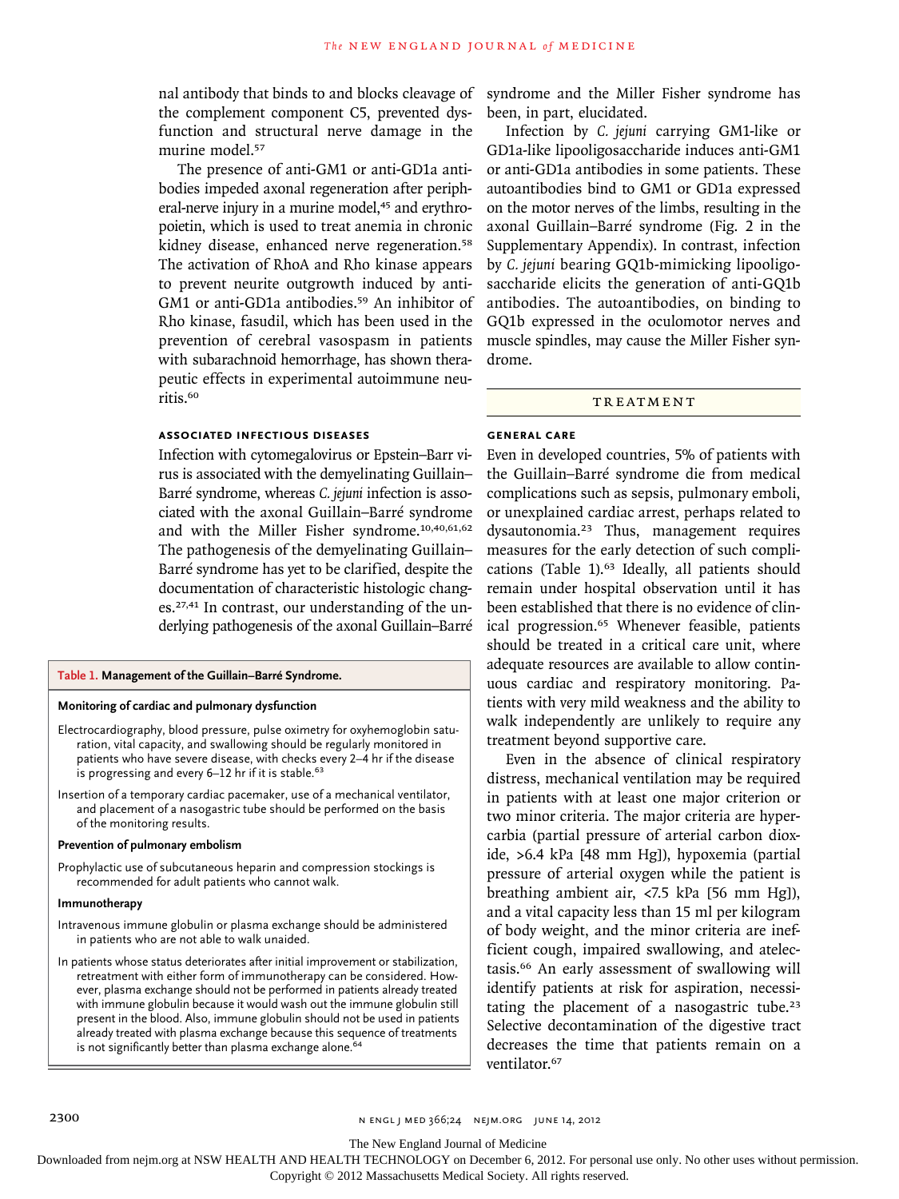nal antibody that binds to and blocks cleavage of the complement component C5, prevented dysfunction and structural nerve damage in the murine model.[57]

The presence of anti-GM1 or anti-GD1a antibodies impeded axonal regeneration after peripheral-nerve injury in a murine model,[45] and erythropoietin, which is used to treat anemia in chronic kidney disease, enhanced nerve regeneration.[58] The activation of RhoA and Rho kinase appears to prevent neurite outgrowth induced by anti-GM1 or anti-GD1a antibodies.[59] An inhibitor of Rho kinase, fasudil, which has been used in the prevention of cerebral vasospasm in patients with subarachnoid hemorrhage, has shown therapeutic effects in experimental autoimmune neuritis.[60]

### ASSOCIATED INFECTIOUS DISEASES

Infection with cytomegalovirus or Epstein–Barr virus is associated with the demyelinating Guillain–Barré syndrome, whereas *C. jejuni* infection is associated with the axonal Guillain–Barré syndrome and with the Miller Fisher syndrome.[10,40,61,62] The pathogenesis of the demyelinating Guillain–Barré syndrome has yet to be clarified, despite the documentation of characteristic histologic changes.[27,41] In contrast, our understanding of the underlying pathogenesis of the axonal Guillain–Barré syndrome and the Miller Fisher syndrome has been, in part, elucidated.

Infection by *C. jejuni* carrying GM1-like or GD1a-like lipooligosaccharide induces anti-GM1 or anti-GD1a antibodies in some patients. These autoantibodies bind to GM1 or GD1a expressed on the motor nerves of the limbs, resulting in the axonal Guillain–Barré syndrome (Fig. 2 in the Supplementary Appendix). In contrast, infection by *C. jejuni* bearing GQ1b-mimicking lipooligosaccharide elicits the generation of anti-GQ1b antibodies. The autoantibodies, on binding to GQ1b expressed in the oculomotor nerves and muscle spindles, may cause the Miller Fisher syndrome.

**Table 1. Management of the Guillain–Barré Syndrome.**

**Monitoring of cardiac and pulmonary dysfunction**

- Electrocardiography, blood pressure, pulse oximetry for oxyhemoglobin saturation, vital capacity, and swallowing should be regularly monitored in patients who have severe disease, with checks every 2–4 hr if the disease is progressing and every 6–12 hr if it is stable.[63]
- Insertion of a temporary cardiac pacemaker, use of a mechanical ventilator, and placement of a nasogastric tube should be performed on the basis of the monitoring results.

**Prevention of pulmonary embolism**

- Prophylactic use of subcutaneous heparin and compression stockings is recommended for adult patients who cannot walk.

**Immunotherapy**

- Intravenous immune globulin or plasma exchange should be administered in patients who are not able to walk unaided.
- In patients whose status deteriorates after initial improvement or stabilization, retreatment with either form of immunotherapy can be considered. However, plasma exchange should not be performed in patients already treated with immune globulin because it would wash out the immune globulin still present in the blood. Also, immune globulin should not be used in patients already treated with plasma exchange because this sequence of treatments is not significantly better than plasma exchange alone.[64]

## TREATMENT

### GENERAL CARE

Even in developed countries, 5% of patients with the Guillain–Barré syndrome die from medical complications such as sepsis, pulmonary emboli, or unexplained cardiac arrest, perhaps related to dysautonomia.[23] Thus, management requires measures for the early detection of such complications (Table 1).[63] Ideally, all patients should remain under hospital observation until it has been established that there is no evidence of clinical progression.[65] Whenever feasible, patients should be treated in a critical care unit, where adequate resources are available to allow continuous cardiac and respiratory monitoring. Patients with very mild weakness and the ability to walk independently are unlikely to require any treatment beyond supportive care.

Even in the absence of clinical respiratory distress, mechanical ventilation may be required in patients with at least one major criterion or two minor criteria. The major criteria are hypercarbia (partial pressure of arterial carbon dioxide, >6.4 kPa [48 mm Hg]), hypoxemia (partial pressure of arterial oxygen while the patient is breathing ambient air, <7.5 kPa [56 mm Hg]), and a vital capacity less than 15 ml per kilogram of body weight, and the minor criteria are inefficient cough, impaired swallowing, and atelectasis.[66] An early assessment of swallowing will identify patients at risk for aspiration, necessitating the placement of a nasogastric tube.[23] Selective decontamination of the digestive tract decreases the time that patients remain on a ventilator.[67]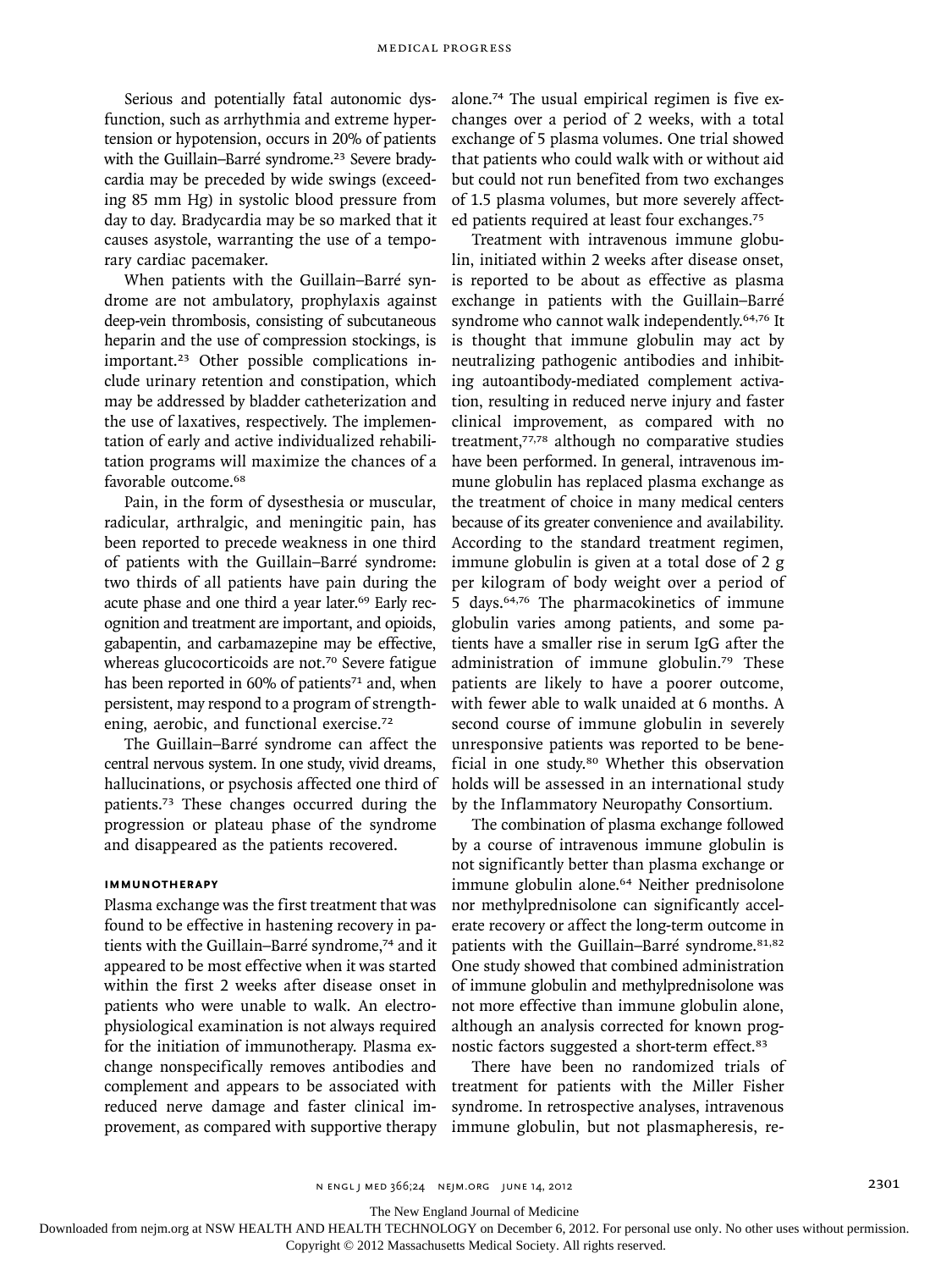Serious and potentially fatal autonomic dysfunction, such as arrhythmia and extreme hypertension or hypotension, occurs in 20% of patients with the Guillain–Barré syndrome.[23] Severe bradycardia may be preceded by wide swings (exceeding 85 mm Hg) in systolic blood pressure from day to day. Bradycardia may be so marked that it causes asystole, warranting the use of a temporary cardiac pacemaker.

When patients with the Guillain–Barré syndrome are not ambulatory, prophylaxis against deep-vein thrombosis, consisting of subcutaneous heparin and the use of compression stockings, is important.[23] Other possible complications include urinary retention and constipation, which may be addressed by bladder catheterization and the use of laxatives, respectively. The implementation of early and active individualized rehabilitation programs will maximize the chances of a favorable outcome.[68]

Pain, in the form of dysesthesia or muscular, radicular, arthralgic, and meningitic pain, has been reported to precede weakness in one third of patients with the Guillain–Barré syndrome: two thirds of all patients have pain during the acute phase and one third a year later.[69] Early recognition and treatment are important, and opioids, gabapentin, and carbamazepine may be effective, whereas glucocorticoids are not.[70] Severe fatigue has been reported in 60% of patients[71] and, when persistent, may respond to a program of strengthening, aerobic, and functional exercise.[72]

The Guillain–Barré syndrome can affect the central nervous system. In one study, vivid dreams, hallucinations, or psychosis affected one third of patients.[73] These changes occurred during the progression or plateau phase of the syndrome and disappeared as the patients recovered.

## IMMUNOTHERAPY

Plasma exchange was the first treatment that was found to be effective in hastening recovery in patients with the Guillain–Barré syndrome,[74] and it appeared to be most effective when it was started within the first 2 weeks after disease onset in patients who were unable to walk. An electrophysiological examination is not always required for the initiation of immunotherapy. Plasma exchange nonspecifically removes antibodies and complement and appears to be associated with reduced nerve damage and faster clinical improvement, as compared with supportive therapy alone.[74] The usual empirical regimen is five exchanges over a period of 2 weeks, with a total exchange of 5 plasma volumes. One trial showed that patients who could walk with or without aid but could not run benefited from two exchanges of 1.5 plasma volumes, but more severely affected patients required at least four exchanges.[75]

Treatment with intravenous immune globulin, initiated within 2 weeks after disease onset, is reported to be about as effective as plasma exchange in patients with the Guillain–Barré syndrome who cannot walk independently.[64,76] It is thought that immune globulin may act by neutralizing pathogenic antibodies and inhibiting autoantibody-mediated complement activation, resulting in reduced nerve injury and faster clinical improvement, as compared with no treatment,[77,78] although no comparative studies have been performed. In general, intravenous immune globulin has replaced plasma exchange as the treatment of choice in many medical centers because of its greater convenience and availability. According to the standard treatment regimen, immune globulin is given at a total dose of 2 g per kilogram of body weight over a period of 5 days.[64,76] The pharmacokinetics of immune globulin varies among patients, and some patients have a smaller rise in serum IgG after the administration of immune globulin.[79] These patients are likely to have a poorer outcome, with fewer able to walk unaided at 6 months. A second course of immune globulin in severely unresponsive patients was reported to be beneficial in one study.[80] Whether this observation holds will be assessed in an international study by the Inflammatory Neuropathy Consortium.

The combination of plasma exchange followed by a course of intravenous immune globulin is not significantly better than plasma exchange or immune globulin alone.[64] Neither prednisolone nor methylprednisolone can significantly accelerate recovery or affect the long-term outcome in patients with the Guillain–Barré syndrome.[81,82] One study showed that combined administration of immune globulin and methylprednisolone was not more effective than immune globulin alone, although an analysis corrected for known prognostic factors suggested a short-term effect.[83]

There have been no randomized trials of treatment for patients with the Miller Fisher syndrome. In retrospective analyses, intravenous immune globulin, but not plasmapheresis, re-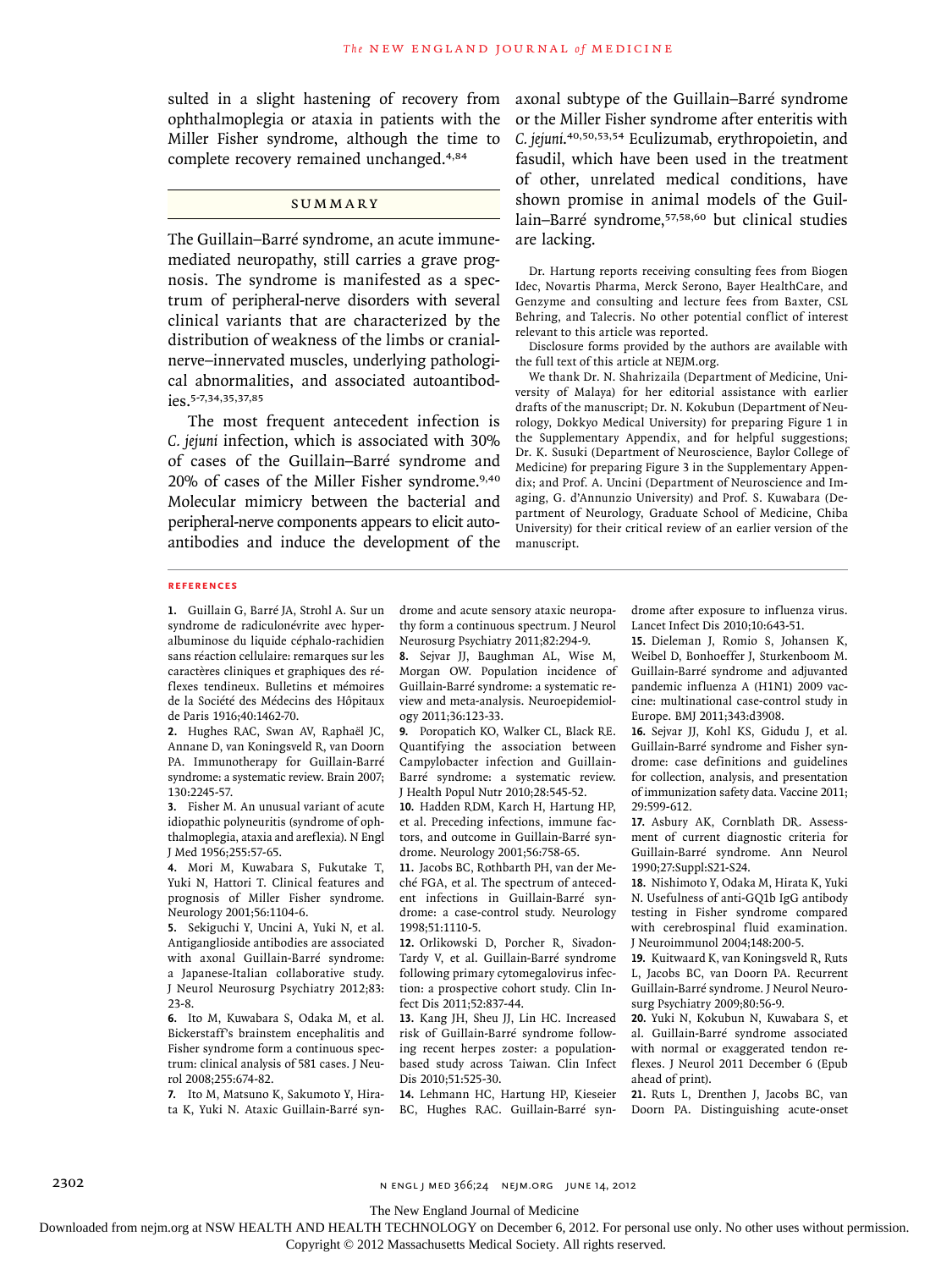sulted in a slight hastening of recovery from ophthalmoplegia or ataxia in patients with the Miller Fisher syndrome, although the time to complete recovery remained unchanged.[4,84]

## SUMMARY

The Guillain–Barré syndrome, an acute immune-mediated neuropathy, still carries a grave prognosis. The syndrome is manifested as a spectrum of peripheral-nerve disorders with several clinical variants that are characterized by the distribution of weakness of the limbs or cranial-nerve–innervated muscles, underlying pathological abnormalities, and associated autoantibodies.[5-7,34,35,37,85]

The most frequent antecedent infection is *C. jejuni* infection, which is associated with 30% of cases of the Guillain–Barré syndrome and 20% of cases of the Miller Fisher syndrome.[9,40] Molecular mimicry between the bacterial and peripheral-nerve components appears to elicit autoantibodies and induce the development of the axonal subtype of the Guillain–Barré syndrome or the Miller Fisher syndrome after enteritis with *C. jejuni*.[40,50,53,54] Eculizumab, erythropoietin, and fasudil, which have been used in the treatment of other, unrelated medical conditions, have shown promise in animal models of the Guillain–Barré syndrome,[57,58,60] but clinical studies are lacking.

Dr. Hartung reports receiving consulting fees from Biogen Idec, Novartis Pharma, Merck Serono, Bayer HealthCare, and Genzyme and consulting and lecture fees from Baxter, CSL Behring, and Talecris. No other potential conflict of interest relevant to this article was reported.

Disclosure forms provided by the authors are available with the full text of this article at NEJM.org.

We thank Dr. N. Shahrizaila (Department of Medicine, University of Malaya) for her editorial assistance with earlier drafts of the manuscript; Dr. N. Kokubun (Department of Neurology, Dokkyo Medical University) for preparing Figure 1 in the Supplementary Appendix, and for helpful suggestions; Dr. K. Susuki (Department of Neuroscience, Baylor College of Medicine) for preparing Figure 3 in the Supplementary Appendix; and Prof. A. Uncini (Department of Neuroscience and Imaging, G. d'Annunzio University) and Prof. S. Kuwabara (Department of Neurology, Graduate School of Medicine, Chiba University) for their critical review of an earlier version of the manuscript.

## REFERENCES

1. Guillain G, Barré JA, Strohl A. Sur un syndrome de radiculonévrite avec hyperalbuminose du liquide céphalo-rachidien sans réaction cellulaire: remarques sur les caractères cliniques et graphiques des réflexes tendineux. Bulletins et mémoires de la Société des Médecins des Hôpitaux de Paris 1916;40:1462-70.
2. Hughes RAC, Swan AV, Raphaël JC, Annane D, van Koningsveld R, van Doorn PA. Immunotherapy for Guillain-Barré syndrome: a systematic review. Brain 2007;130:2245-57.
3. Fisher M. An unusual variant of acute idiopathic polyneuritis (syndrome of ophthalmoplegia, ataxia and areflexia). N Engl J Med 1956;255:57-65.
4. Mori M, Kuwabara S, Fukutake T, Yuki N, Hattori T. Clinical features and prognosis of Miller Fisher syndrome. Neurology 2001;56:1104-6.
5. Sekiguchi Y, Uncini A, Yuki N, et al. Antiganglioside antibodies are associated with axonal Guillain-Barré syndrome: a Japanese-Italian collaborative study. J Neurol Neurosurg Psychiatry 2012;83:23-8.
6. Ito M, Kuwabara S, Odaka M, et al. Bickerstaff's brainstem encephalitis and Fisher syndrome form a continuous spectrum: clinical analysis of 581 cases. J Neurol 2008;255:674-82.
7. Ito M, Matsuno K, Sakumoto Y, Hirata K, Yuki N. Ataxic Guillain-Barré syndrome and acute sensory ataxic neuropathy form a continuous spectrum. J Neurol Neurosurg Psychiatry 2011;82:294-9.
8. Sejvar JJ, Baughman AL, Wise M, Morgan OW. Population incidence of Guillain-Barré syndrome: a systematic review and meta-analysis. Neuroepidemiology 2011;36:123-33.
9. Poropatich KO, Walker CL, Black RE. Quantifying the association between Campylobacter infection and Guillain-Barré syndrome: a systematic review. J Health Popul Nutr 2010;28:545-52.
10. Hadden RDM, Karch H, Hartung HP, et al. Preceding infections, immune factors, and outcome in Guillain-Barré syndrome. Neurology 2001;56:758-65.
11. Jacobs BC, Rothbarth PH, van der Meché FGA, et al. The spectrum of antecedent infections in Guillain-Barré syndrome: a case-control study. Neurology 1998;51:1110-5.
12. Orlikowski D, Porcher R, Sivadon-Tardy V, et al. Guillain-Barré syndrome following primary cytomegalovirus infection: a prospective cohort study. Clin Infect Dis 2011;52:837-44.
13. Kang JH, Sheu JJ, Lin HC. Increased risk of Guillain-Barré syndrome following recent herpes zoster: a population-based study across Taiwan. Clin Infect Dis 2010;51:525-30.
14. Lehmann HC, Hartung HP, Kieseier BC, Hughes RAC. Guillain-Barré syndrome after exposure to influenza virus. Lancet Infect Dis 2010;10:643-51.
15. Dieleman J, Romio S, Johansen K, Weibel D, Bonhoeffer J, Sturkenboom M. Guillain-Barré syndrome and adjuvanted pandemic influenza A (H1N1) 2009 vaccine: multinational case-control study in Europe. BMJ 2011;343:d3908.
16. Sejvar JJ, Kohl KS, Gidudu J, et al. Guillain-Barré syndrome and Fisher syndrome: case definitions and guidelines for collection, analysis, and presentation of immunization safety data. Vaccine 2011;29:599-612.
17. Asbury AK, Cornblath DR. Assessment of current diagnostic criteria for Guillain-Barré syndrome. Ann Neurol 1990;27:Suppl:S21-S24.
18. Nishimoto Y, Odaka M, Hirata K, Yuki N. Usefulness of anti-GQ1b IgG antibody testing in Fisher syndrome compared with cerebrospinal fluid examination. J Neuroimmunol 2004;148:200-5.
19. Kuitwaard K, van Koningsveld R, Ruts L, Jacobs BC, van Doorn PA. Recurrent Guillain-Barré syndrome. J Neurol Neurosurg Psychiatry 2009;80:56-9.
20. Yuki N, Kokubun N, Kuwabara S, et al. Guillain-Barré syndrome associated with normal or exaggerated tendon reflexes. J Neurol 2011 December 6 (Epub ahead of print).
21. Ruts L, Drenthen J, Jacobs BC, van Doorn PA. Distinguishing acute-onset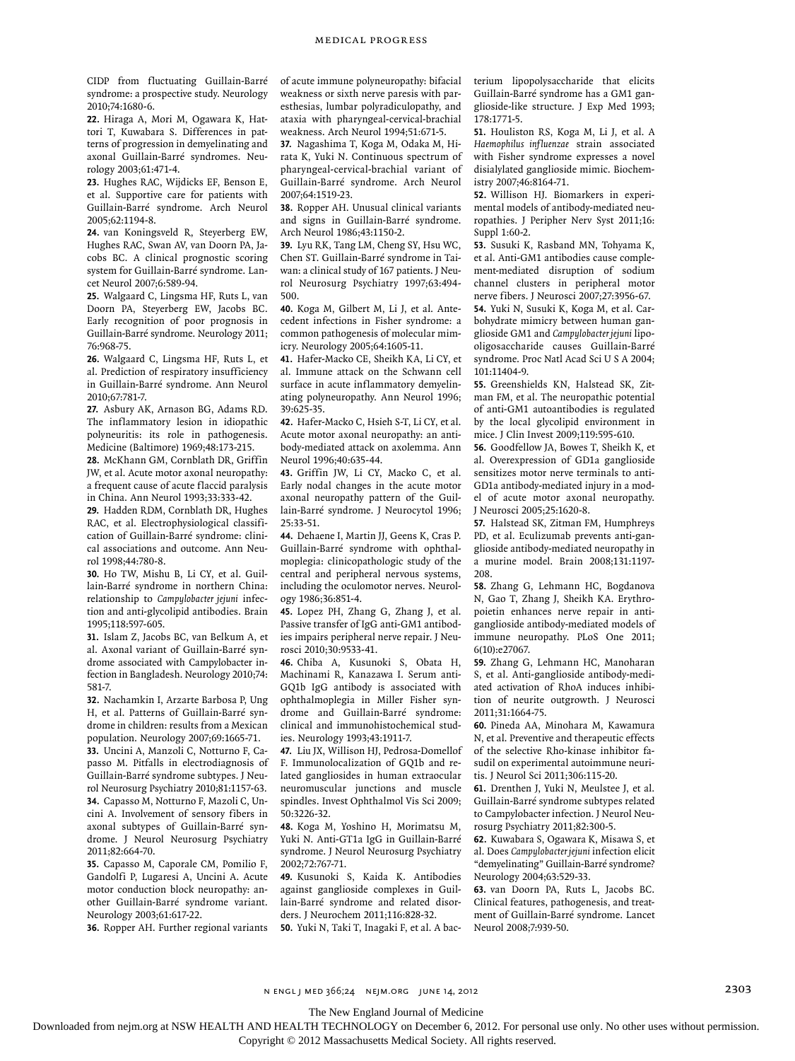CIDP from fluctuating Guillain-Barré syndrome: a prospective study. Neurology 2010;74:1680-6.

22. Hiraga A, Mori M, Ogawara K, Hattori T, Kuwabara S. Differences in patterns of progression in demyelinating and axonal Guillain-Barré syndromes. Neurology 2003;61:471-4.

23. Hughes RAC, Wijdicks EF, Benson E, et al. Supportive care for patients with Guillain-Barré syndrome. Arch Neurol 2005;62:1194-8.

24. van Koningsveld R, Steyerberg EW, Hughes RAC, Swan AV, van Doorn PA, Jacobs BC. A clinical prognostic scoring system for Guillain-Barré syndrome. Lancet Neurol 2007;6:589-94.

25. Walgaard C, Lingsma HF, Ruts L, van Doorn PA, Steyerberg EW, Jacobs BC. Early recognition of poor prognosis in Guillain-Barré syndrome. Neurology 2011;76:968-75.

26. Walgaard C, Lingsma HF, Ruts L, et al. Prediction of respiratory insufficiency in Guillain-Barré syndrome. Ann Neurol 2010;67:781-7.

27. Asbury AK, Arnason BG, Adams RD. The inflammatory lesion in idiopathic polyneuritis: its role in pathogenesis. Medicine (Baltimore) 1969;48:173-215.

28. McKhann GM, Cornblath DR, Griffin JW, et al. Acute motor axonal neuropathy: a frequent cause of acute flaccid paralysis in China. Ann Neurol 1993;33:333-42.

29. Hadden RDM, Cornblath DR, Hughes RAC, et al. Electrophysiological classification of Guillain-Barré syndrome: clinical associations and outcome. Ann Neurol 1998;44:780-8.

30. Ho TW, Mishu B, Li CY, et al. Guillain-Barré syndrome in northern China: relationship to *Campylobacter jejuni* infection and anti-glycolipid antibodies. Brain 1995;118:597-605.

31. Islam Z, Jacobs BC, van Belkum A, et al. Axonal variant of Guillain-Barré syndrome associated with Campylobacter infection in Bangladesh. Neurology 2010;74:581-7.

32. Nachamkin I, Arzarte Barbosa P, Ung H, et al. Patterns of Guillain-Barré syndrome in children: results from a Mexican population. Neurology 2007;69:1665-71.

33. Uncini A, Manzoli C, Notturno F, Capasso M. Pitfalls in electrodiagnosis of Guillain-Barré syndrome subtypes. J Neurol Neurosurg Psychiatry 2010;81:1157-63.

34. Capasso M, Notturno F, Mazoli C, Uncini A. Involvement of sensory fibers in axonal subtypes of Guillain-Barré syndrome. J Neurol Neurosurg Psychiatry 2011;82:664-70.

35. Capasso M, Caporale CM, Pomilio F, Gandolfi P, Lugaresi A, Uncini A. Acute motor conduction block neuropathy: another Guillain-Barré syndrome variant. Neurology 2003;61:617-22.

36. Ropper AH. Further regional variants of acute immune polyneuropathy: bifacial weakness or sixth nerve paresis with paresthesias, lumbar polyradiculopathy, and ataxia with pharyngeal-cervical-brachial weakness. Arch Neurol 1994;51:671-5.

37. Nagashima T, Koga M, Odaka M, Hirata K, Yuki N. Continuous spectrum of pharyngeal-cervical-brachial variant of Guillain-Barré syndrome. Arch Neurol 2007;64:1519-23.

38. Ropper AH. Unusual clinical variants and signs in Guillain-Barré syndrome. Arch Neurol 1986;43:1150-2.

39. Lyu RK, Tang LM, Cheng SY, Hsu WC, Chen ST. Guillain-Barré syndrome in Taiwan: a clinical study of 167 patients. J Neurol Neurosurg Psychiatry 1997;63:494-500.

40. Koga M, Gilbert M, Li J, et al. Antecedent infections in Fisher syndrome: a common pathogenesis of molecular mimicry. Neurology 2005;64:1605-11.

41. Hafer-Macko CE, Sheikh KA, Li CY, et al. Immune attack on the Schwann cell surface in acute inflammatory demyelinating polyneuropathy. Ann Neurol 1996;39:625-35.

42. Hafer-Macko C, Hsieh S-T, Li CY, et al. Acute motor axonal neuropathy: an antibody-mediated attack on axolemma. Ann Neurol 1996;40:635-44.

43. Griffin JW, Li CY, Macko C, et al. Early nodal changes in the acute motor axonal neuropathy pattern of the Guillain-Barré syndrome. J Neurocytol 1996;25:33-51.

44. Dehaene I, Martin JJ, Geens K, Cras P. Guillain-Barré syndrome with ophthalmoplegia: clinicopathologic study of the central and peripheral nervous systems, including the oculomotor nerves. Neurology 1986;36:851-4.

45. Lopez PH, Zhang G, Zhang J, et al. Passive transfer of IgG anti-GM1 antibodies impairs peripheral nerve repair. J Neurosci 2010;30:9533-41.

46. Chiba A, Kusunoki S, Obata H, Machinami R, Kanazawa I. Serum anti-GQ1b IgG antibody is associated with ophthalmoplegia in Miller Fisher syndrome and Guillain-Barré syndrome: clinical and immunohistochemical studies. Neurology 1993;43:1911-7.

47. Liu JX, Willison HJ, Pedrosa-Domellof F. Immunolocalization of GQ1b and related gangliosides in human extraocular neuromuscular junctions and muscle spindles. Invest Ophthalmol Vis Sci 2009;50:3226-32.

48. Koga M, Yoshino H, Morimatsu M, Yuki N. Anti-GT1a IgG in Guillain-Barré syndrome. J Neurol Neurosurg Psychiatry 2002;72:767-71.

49. Kusunoki S, Kaida K. Antibodies against ganglioside complexes in Guillain-Barré syndrome and related disorders. J Neurochem 2011;116:828-32.

50. Yuki N, Taki T, Inagaki F, et al. A bacterium lipopolysaccharide that elicits Guillain-Barré syndrome has a GM1 ganglioside-like structure. J Exp Med 1993;178:1771-5.

51. Houliston RS, Koga M, Li J, et al. A *Haemophilus influenzae* strain associated with Fisher syndrome expresses a novel disialylated ganglioside mimic. Biochemistry 2007;46:8164-71.

52. Willison HJ. Biomarkers in experimental models of antibody-mediated neuropathies. J Peripher Nerv Syst 2011;16:Suppl 1:60-2.

53. Susuki K, Rasband MN, Tohyama K, et al. Anti-GM1 antibodies cause complement-mediated disruption of sodium channel clusters in peripheral motor nerve fibers. J Neurosci 2007;27:3956-67.

54. Yuki N, Susuki K, Koga M, et al. Carbohydrate mimicry between human ganglioside GM1 and *Campylobacter jejuni* lipooligosaccharide causes Guillain-Barré syndrome. Proc Natl Acad Sci U S A 2004;101:11404-9.

55. Greenshields KN, Halstead SK, Zitman FM, et al. The neuropathic potential of anti-GM1 autoantibodies is regulated by the local glycolipid environment in mice. J Clin Invest 2009;119:595-610.

56. Goodfellow JA, Bowes T, Sheikh K, et al. Overexpression of GD1a ganglioside sensitizes motor nerve terminals to anti-GD1a antibody-mediated injury in a model of acute motor axonal neuropathy. J Neurosci 2005;25:1620-8.

57. Halstead SK, Zitman FM, Humphreys PD, et al. Eculizumab prevents anti-ganglioside antibody-mediated neuropathy in a murine model. Brain 2008;131:1197-208.

58. Zhang G, Lehmann HC, Bogdanova N, Gao T, Zhang J, Sheikh KA. Erythropoietin enhances nerve repair in anti-ganglioside antibody-mediated models of immune neuropathy. PLoS One 2011;6(10):e27067.

59. Zhang G, Lehmann HC, Manoharan S, et al. Anti-ganglioside antibody-mediated activation of RhoA induces inhibition of neurite outgrowth. J Neurosci 2011;31:1664-75.

60. Pineda AA, Minohara M, Kawamura N, et al. Preventive and therapeutic effects of the selective Rho-kinase inhibitor fasudil on experimental autoimmune neuritis. J Neurol Sci 2011;306:115-20.

61. Drenthen J, Yuki N, Meulstee J, et al. Guillain-Barré syndrome subtypes related to Campylobacter infection. J Neurol Neurosurg Psychiatry 2011;82:300-5.

62. Kuwabara S, Ogawara K, Misawa S, et al. Does *Campylobacter jejuni* infection elicit "demyelinating" Guillain-Barré syndrome? Neurology 2004;63:529-33.

63. van Doorn PA, Ruts L, Jacobs BC. Clinical features, pathogenesis, and treatment of Guillain-Barré syndrome. Lancet Neurol 2008;7:939-50.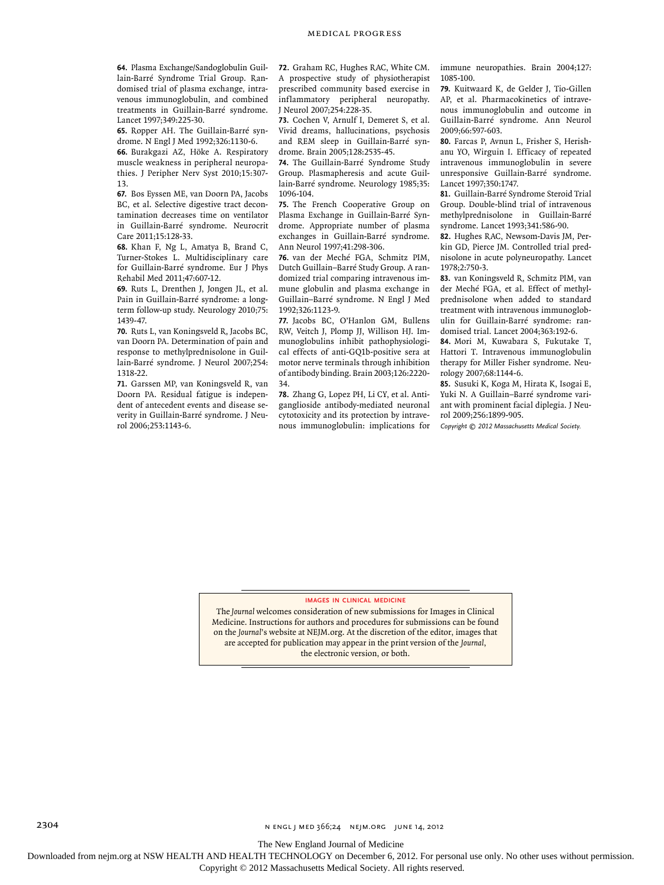64. Plasma Exchange/Sandoglobulin Guillain-Barré Syndrome Trial Group. Randomised trial of plasma exchange, intravenous immunoglobulin, and combined treatments in Guillain-Barré syndrome. Lancet 1997;349:225-30.

65. Ropper AH. The Guillain-Barré syndrome. N Engl J Med 1992;326:1130-6.

66. Burakgazi AZ, Höke A. Respiratory muscle weakness in peripheral neuropathies. J Peripher Nerv Syst 2010;15:307-13.

67. Bos Eyssen ME, van Doorn PA, Jacobs BC, et al. Selective digestive tract decontamination decreases time on ventilator in Guillain-Barré syndrome. Neurocrit Care 2011;15:128-33.

68. Khan F, Ng L, Amatya B, Brand C, Turner-Stokes L. Multidisciplinary care for Guillain-Barré syndrome. Eur J Phys Rehabil Med 2011;47:607-12.

69. Ruts L, Drenthen J, Jongen JL, et al. Pain in Guillain-Barré syndrome: a long-term follow-up study. Neurology 2010;75:1439-47.

70. Ruts L, van Koningsveld R, Jacobs BC, van Doorn PA. Determination of pain and response to methylprednisolone in Guillain-Barré syndrome. J Neurol 2007;254:1318-22.

71. Garssen MP, van Koningsveld R, van Doorn PA. Residual fatigue is independent of antecedent events and disease severity in Guillain-Barré syndrome. J Neurol 2006;253:1143-6.

72. Graham RC, Hughes RAC, White CM. A prospective study of physiotherapist prescribed community based exercise in inflammatory peripheral neuropathy. J Neurol 2007;254:228-35.

73. Cochen V, Arnulf I, Demeret S, et al. Vivid dreams, hallucinations, psychosis and REM sleep in Guillain-Barré syndrome. Brain 2005;128:2535-45.

74. The Guillain-Barré Syndrome Study Group. Plasmapheresis and acute Guillain-Barré syndrome. Neurology 1985;35:1096-104.

75. The French Cooperative Group on Plasma Exchange in Guillain-Barré Syndrome. Appropriate number of plasma exchanges in Guillain-Barré syndrome. Ann Neurol 1997;41:298-306.

76. van der Meché FGA, Schmitz PIM, Dutch Guillain–Barré Study Group. A randomized trial comparing intravenous immune globulin and plasma exchange in Guillain–Barré syndrome. N Engl J Med 1992;326:1123-9.

77. Jacobs BC, O'Hanlon GM, Bullens RW, Veitch J, Plomp JJ, Willison HJ. Immunoglobulins inhibit pathophysiological effects of anti-GQ1b-positive sera at motor nerve terminals through inhibition of antibody binding. Brain 2003;126:2220-34.

78. Zhang G, Lopez PH, Li CY, et al. Antiganglioside antibody-mediated neuronal cytotoxicity and its protection by intravenous immunoglobulin: implications for immune neuropathies. Brain 2004;127:1085-100.

79. Kuitwaard K, de Gelder J, Tio-Gillen AP, et al. Pharmacokinetics of intravenous immunoglobulin and outcome in Guillain-Barré syndrome. Ann Neurol 2009;66:597-603.

80. Farcas P, Avnun L, Frisher S, Herishanu YO, Wirguin I. Efficacy of repeated intravenous immunoglobulin in severe unresponsive Guillain-Barré syndrome. Lancet 1997;350:1747.

81. Guillain-Barré Syndrome Steroid Trial Group. Double-blind trial of intravenous methylprednisolone in Guillain-Barré syndrome. Lancet 1993;341:586-90.

82. Hughes RAC, Newsom-Davis JM, Perkin GD, Pierce JM. Controlled trial prednisolone in acute polyneuropathy. Lancet 1978;2:750-3.

83. van Koningsveld R, Schmitz PIM, van der Meché FGA, et al. Effect of methylprednisolone when added to standard treatment with intravenous immunoglobulin for Guillain-Barré syndrome: randomised trial. Lancet 2004;363:192-6.

84. Mori M, Kuwabara S, Fukutake T, Hattori T. Intravenous immunoglobulin therapy for Miller Fisher syndrome. Neurology 2007;68:1144-6.

85. Susuki K, Koga M, Hirata K, Isogai E, Yuki N. A Guillain–Barré syndrome variant with prominent facial diplegia. J Neurol 2009;256:1899-905.

*Copyright © 2012 Massachusetts Medical Society.*

**IMAGES IN CLINICAL MEDICINE**

The *Journal* welcomes consideration of new submissions for Images in Clinical Medicine. Instructions for authors and procedures for submissions can be found on the *Journal*'s website at NEJM.org. At the discretion of the editor, images that are accepted for publication may appear in the print version of the *Journal*, the electronic version, or both.